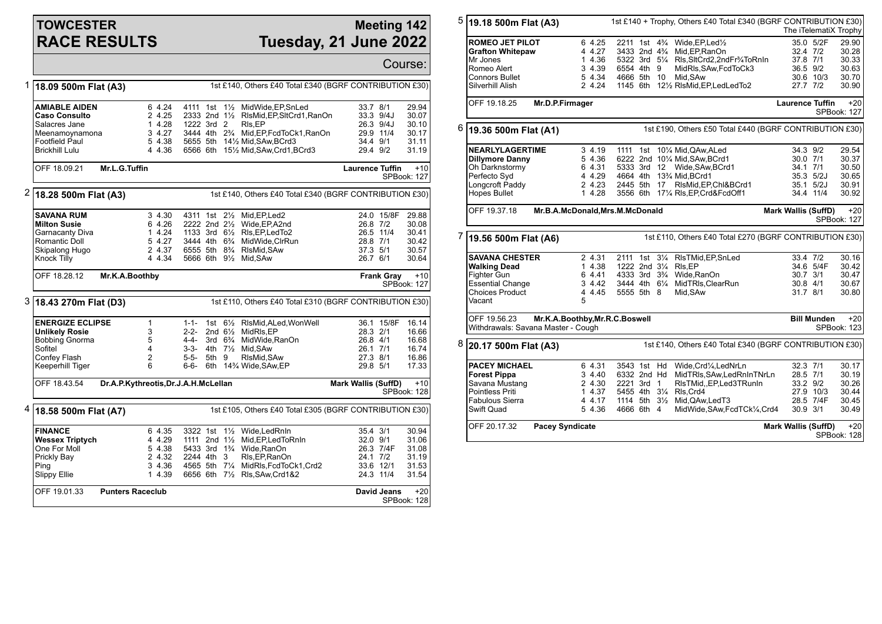# TOWCESTER RACE RESULTS

## Meeting 142 Tuesday, 21 June 2022

Course:

### 1 18.09 500m Flat (A3)

1st £140, Others £40 Total £340 (BGRF CONTRIBUTION £30)

| Greyhound | Trap | Sect | Bends | Pos | Dist | Remarks | Wt | SP | Time |
|---|---|---|---|---|---|---|---|---|---|
| **AMIABLE AIDEN** | 6 | 4.24 | 4111 | 1st | 1½ | MidWide,EP,SnLed | 33.7 | 8/1 | 29.94 |
| **Caso Consulto** | 2 | 4.25 | 2333 | 2nd | 1½ | RlsMid,EP,SltCrd1,RanOn | 33.3 | 9/4J | 30.07 |
| Salacres Jane | 1 | 4.28 | 1222 | 3rd | 2 | Rls,EP | 26.3 | 9/4J | 30.10 |
| Meenamoynamona | 3 | 4.27 | 3444 | 4th | 2¾ | Mid,EP,FcdToCk1,RanOn | 29.9 | 11/4 | 30.17 |
| Footfield Paul | 5 | 4.38 | 5655 | 5th | 14½ | Mid,SAw,BCrd3 | 34.4 | 9/1 | 31.11 |
| Brickhill Lulu | 4 | 4.36 | 6566 | 6th | 15½ | Mid,SAw,Crd1,BCrd3 | 29.4 | 9/2 | 31.19 |

OFF 18.09.21 Mr.L.G.Tuffin — Laurence Tuffin +10 SPBook: 127

### 2 18.28 500m Flat (A3)

1st £140, Others £40 Total £340 (BGRF CONTRIBUTION £30)

| Greyhound | Trap | Sect | Bends | Pos | Dist | Remarks | Wt | SP | Time |
|---|---|---|---|---|---|---|---|---|---|
| **SAVANA RUM** | 3 | 4.30 | 4311 | 1st | 2½ | Mid,EP,Led2 | 24.0 | 15/8F | 29.88 |
| **Milton Susie** | 6 | 4.26 | 2222 | 2nd | 2½ | Wide,EP,A2nd | 26.8 | 7/2 | 30.08 |
| Garnacanty Diva | 1 | 4.24 | 1133 | 3rd | 6½ | Rls,EP,LedTo2 | 26.5 | 11/4 | 30.41 |
| Romantic Doll | 5 | 4.27 | 3444 | 4th | 6¾ | MidWide,ClrRun | 28.8 | 7/1 | 30.42 |
| Skipalong Hugo | 2 | 4.37 | 6555 | 5th | 8¾ | RlsMid,SAw | 37.3 | 5/1 | 30.57 |
| Knock Tilly | 4 | 4.34 | 5666 | 6th | 9½ | Mid,SAw | 26.7 | 6/1 | 30.64 |

OFF 18.28.12 Mr.K.A.Boothby — Frank Gray +10 SPBook: 127

### 3 18.43 270m Flat (D3)

1st £110, Others £40 Total £310 (BGRF CONTRIBUTION £30)

| Greyhound | Trap | Sect | Bends | Pos | Dist | Remarks | Wt | SP | Time |
|---|---|---|---|---|---|---|---|---|---|
| **ENERGIZE ECLIPSE** | 1 | | 1-1- | 1st | 6½ | RlsMid,ALed,WonWell | 36.1 | 15/8F | 16.14 |
| **Unlikely Rosie** | 3 | | 2-2- | 2nd | 6½ | MidRls,EP | 28.3 | 2/1 | 16.66 |
| Bobbing Gnorma | 5 | | 4-4- | 3rd | 6¾ | MidWide,RanOn | 26.8 | 4/1 | 16.68 |
| Sofitel | 4 | | 3-3- | 4th | 7½ | Mid,SAw | 26.1 | 7/1 | 16.74 |
| Confey Flash | 2 | | 5-5- | 5th | 9 | RlsMid,SAw | 27.3 | 8/1 | 16.86 |
| Keeperhill Tiger | 6 | | 6-6- | 6th | 14¾ | Wide,SAw,EP | 29.8 | 5/1 | 17.33 |

OFF 18.43.54 Dr.A.P.Kythreotis,Dr.J.A.H.McLellan — Mark Wallis (SuffD) +10 SPBook: 128

### 4 18.58 500m Flat (A7)

1st £105, Others £40 Total £305 (BGRF CONTRIBUTION £30)

| Greyhound | Trap | Sect | Bends | Pos | Dist | Remarks | Wt | SP | Time |
|---|---|---|---|---|---|---|---|---|---|
| **FINANCE** | 6 | 4.35 | 3322 | 1st | 1½ | Wide,LedRnIn | 35.4 | 3/1 | 30.94 |
| **Wessex Triptych** | 4 | 4.29 | 1111 | 2nd | 1½ | Mid,EP,LedToRnIn | 32.0 | 9/1 | 31.06 |
| One For Moll | 5 | 4.38 | 5433 | 3rd | 1¾ | Wide,RanOn | 26.3 | 7/4F | 31.08 |
| Prickly Bay | 2 | 4.32 | 2244 | 4th | 3 | Rls,EP,RanOn | 24.1 | 7/2 | 31.19 |
| Ping | 3 | 4.36 | 4565 | 5th | 7¼ | MidRls,FcdToCk1,Crd2 | 33.6 | 12/1 | 31.53 |
| Slippy Ellie | 1 | 4.39 | 6656 | 6th | 7½ | Rls,SAw,Crd1&2 | 24.3 | 11/4 | 31.54 |

OFF 19.01.33 Punters Raceclub — David Jeans +20 SPBook: 128

### 5 19.18 500m Flat (A3)

1st £140 + Trophy, Others £40 Total £340 (BGRF CONTRIBUTION £30) The iTelematiX Trophy

| Greyhound | Trap | Sect | Bends | Pos | Dist | Remarks | Wt | SP | Time |
|---|---|---|---|---|---|---|---|---|---|
| **ROMEO JET PILOT** | 6 | 4.25 | 2211 | 1st | 4¾ | Wide,EP,Led½ | 35.0 | 5/2F | 29.90 |
| **Grafton Whitepaw** | 4 | 4.27 | 3433 | 2nd | 4¾ | Mid,EP,RanOn | 32.4 | 7/2 | 30.28 |
| Mr Jones | 1 | 4.36 | 5322 | 3rd | 5¼ | Rls,SltCrd2,2ndFr¾ToRnIn | 37.8 | 7/1 | 30.33 |
| Romeo Alert | 3 | 4.39 | 6554 | 4th | 9 | MidRls,SAw,FcdToCk3 | 36.5 | 9/2 | 30.63 |
| Connors Bullet | 5 | 4.34 | 4666 | 5th | 10 | Mid,SAw | 30.6 | 10/3 | 30.70 |
| Silverhill Alish | 2 | 4.24 | 1145 | 6th | 12½ | RlsMid,EP,LedLedTo2 | 27.7 | 7/2 | 30.90 |

OFF 19.18.25 Mr.D.P.Firmager — Laurence Tuffin +20 SPBook: 127

### 6 19.36 500m Flat (A1)

1st £190, Others £50 Total £440 (BGRF CONTRIBUTION £30)

| Greyhound | Trap | Sect | Bends | Pos | Dist | Remarks | Wt | SP | Time |
|---|---|---|---|---|---|---|---|---|---|
| **NEARLYLAGERTIME** | 3 | 4.19 | 1111 | 1st | 10¼ | Mid,QAw,ALed | 34.3 | 9/2 | 29.54 |
| **Dillymore Danny** | 5 | 4.36 | 6222 | 2nd | 10¼ | Mid,SAw,BCrd1 | 30.0 | 7/1 | 30.37 |
| Oh Darknstormy | 6 | 4.31 | 5333 | 3rd | 12 | Wide,SAw,BCrd1 | 34.1 | 7/1 | 30.50 |
| Perfecto Syd | 4 | 4.29 | 4664 | 4th | 13¾ | Mid,BCrd1 | 35.3 | 5/2J | 30.65 |
| Longcroft Paddy | 2 | 4.23 | 2445 | 5th | 17 | RlsMid,EP,Chl&BCrd1 | 35.1 | 5/2J | 30.91 |
| Hopes Bullet | 1 | 4.28 | 3556 | 6th | 17¼ | Rls,EP,Crd&FcdOff1 | 34.4 | 11/4 | 30.92 |

OFF 19.37.18 Mr.B.A.McDonald,Mrs.M.McDonald — Mark Wallis (SuffD) +20 SPBook: 127

### 7 19.56 500m Flat (A6)

1st £110, Others £40 Total £270 (BGRF CONTRIBUTION £30)

| Greyhound | Trap | Sect | Bends | Pos | Dist | Remarks | Wt | SP | Time |
|---|---|---|---|---|---|---|---|---|---|
| **SAVANA CHESTER** | 2 | 4.31 | 2111 | 1st | 3¼ | RlsTMid,EP,SnLed | 33.4 | 7/2 | 30.16 |
| **Walking Dead** | 1 | 4.38 | 1222 | 2nd | 3¼ | Rls,EP | 34.6 | 5/4F | 30.42 |
| Fighter Gun | 6 | 4.41 | 4333 | 3rd | 3¾ | Wide,RanOn | 30.7 | 3/1 | 30.47 |
| Essential Change | 3 | 4.42 | 3444 | 4th | 6¼ | MidTRls,ClearRun | 30.8 | 4/1 | 30.67 |
| Choices Product | 4 | 4.45 | 5555 | 5th | 8 | Mid,SAw | 31.7 | 8/1 | 30.80 |
| Vacant | 5 | | | | | | | | |

OFF 19.56.23 Mr.K.A.Boothby,Mr.R.C.Boswell — Bill Munden +20 SPBook: 123

Withdrawals: Savana Master - Cough

### 8 20.17 500m Flat (A3)

1st £140, Others £40 Total £340 (BGRF CONTRIBUTION £30)

| Greyhound | Trap | Sect | Bends | Pos | Dist | Remarks | Wt | SP | Time |
|---|---|---|---|---|---|---|---|---|---|
| **PACEY MICHAEL** | 6 | 4.31 | 3543 | 1st | Hd | Wide,Crd¼,LedNrLn | 32.3 | 7/1 | 30.17 |
| **Forest Pippa** | 3 | 4.40 | 6332 | 2nd | Hd | MidTRls,SAw,LedRnInTNrLn | 28.5 | 7/1 | 30.19 |
| Savana Mustang | 2 | 4.30 | 2221 | 3rd | 1 | RlsTMid,,EP,Led3TRunIn | 33.2 | 9/2 | 30.26 |
| Pointless Priti | 1 | 4.37 | 5455 | 4th | 3¼ | Rls,Crd4 | 27.9 | 10/3 | 30.44 |
| Fabulous Sierra | 4 | 4.17 | 1114 | 5th | 3½ | Mid,QAw,LedT3 | 28.5 | 7/4F | 30.45 |
| Swift Quad | 5 | 4.36 | 4666 | 6th | 4 | MidWide,SAw,FcdTCk¼,Crd4 | 30.9 | 3/1 | 30.49 |

OFF 20.17.32 Pacey Syndicate — Mark Wallis (SuffD) +20 SPBook: 128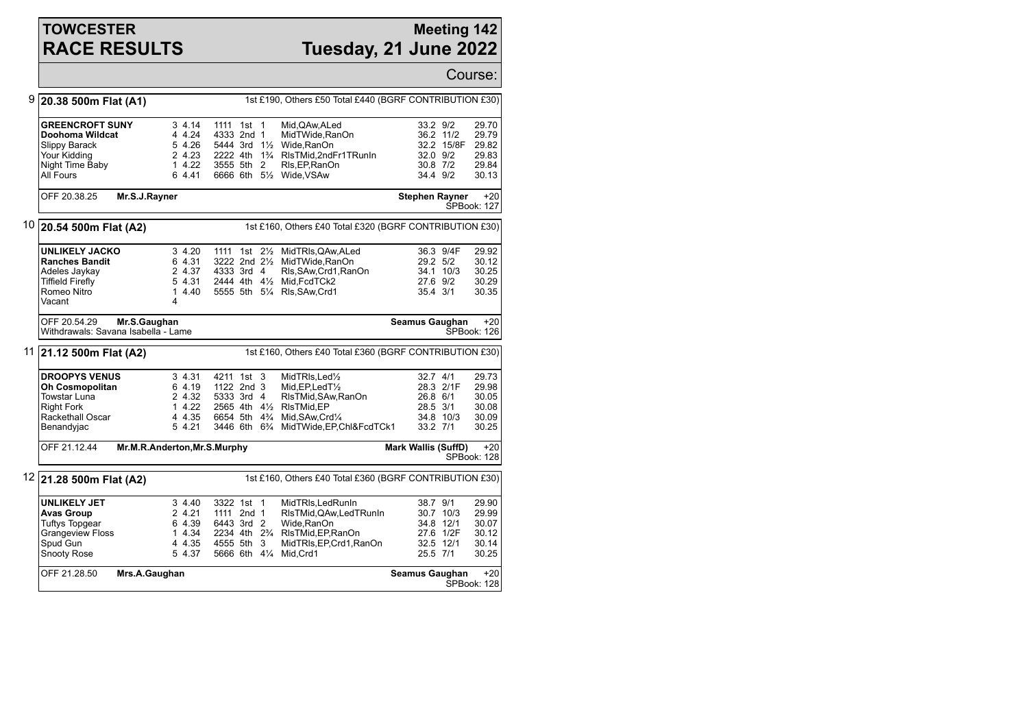# TOWCESTER RACE RESULTS

## Meeting 142
## Tuesday, 21 June 2022

Course:

### 9 20.38 500m Flat (A1)

1st £190, Others £50 Total £440 (BGRF CONTRIBUTION £30)

| | | | | | | | | | | |
|---|---|---|---|---|---|---|---|---|---|---|
| **GREENCROFT SUNY** | 3 | 4.14 | 1111 | 1st | 1 | Mid,QAw,ALed | 33.2 | 9/2 | | 29.70 |
| **Doohoma Wildcat** | 4 | 4.24 | 4333 | 2nd | 1 | MidTWide,RanOn | 36.2 | 11/2 | | 29.79 |
| Slippy Barack | 5 | 4.26 | 5444 | 3rd | 1½ | Wide,RanOn | 32.2 | 15/8F | | 29.82 |
| Your Kidding | 2 | 4.23 | 2222 | 4th | 1¾ | RlsTMid,2ndFr1TRunIn | 32.0 | 9/2 | | 29.83 |
| Night Time Baby | 1 | 4.22 | 3555 | 5th | 2 | Rls,EP,RanOn | 30.8 | 7/2 | | 29.84 |
| All Fours | 6 | 4.41 | 6666 | 6th | 5½ | Wide,VSAw | 34.4 | 9/2 | | 30.13 |

OFF 20.38.25 **Mr.S.J.Rayner** — **Stephen Rayner** +20 SPBook: 127

### 10 20.54 500m Flat (A2)

1st £160, Others £40 Total £320 (BGRF CONTRIBUTION £30)

| | | | | | | | | | | |
|---|---|---|---|---|---|---|---|---|---|---|
| **UNLIKELY JACKO** | 3 | 4.20 | 1111 | 1st | 2½ | MidTRls,QAw,ALed | 36.3 | 9/4F | | 29.92 |
| **Ranches Bandit** | 6 | 4.31 | 3222 | 2nd | 2½ | MidTWide,RanOn | 29.2 | 5/2 | | 30.12 |
| Adeles Jaykay | 2 | 4.37 | 4333 | 3rd | 4 | Rls,SAw,Crd1,RanOn | 34.1 | 10/3 | | 30.25 |
| Tiffield Firefly | 5 | 4.31 | 2444 | 4th | 4½ | Mid,FcdTCk2 | 27.6 | 9/2 | | 30.29 |
| Romeo Nitro | 1 | 4.40 | 5555 | 5th | 5¼ | Rls,SAw,Crd1 | 35.4 | 3/1 | | 30.35 |
| Vacant | 4 | | | | | | | | | |

OFF 20.54.29 **Mr.S.Gaughan** — **Seamus Gaughan** +20 SPBook: 126

Withdrawals: Savana Isabella - Lame

### 11 21.12 500m Flat (A2)

1st £160, Others £40 Total £360 (BGRF CONTRIBUTION £30)

| | | | | | | | | | | |
|---|---|---|---|---|---|---|---|---|---|---|
| **DROOPYS VENUS** | 3 | 4.31 | 4211 | 1st | 3 | MidTRls,Led½ | 32.7 | 4/1 | | 29.73 |
| **Oh Cosmopolitan** | 6 | 4.19 | 1122 | 2nd | 3 | Mid,EP,LedT½ | 28.3 | 2/1F | | 29.98 |
| Towstar Luna | 2 | 4.32 | 5333 | 3rd | 4 | RlsTMid,SAw,RanOn | 26.8 | 6/1 | | 30.05 |
| Right Fork | 1 | 4.22 | 2565 | 4th | 4½ | RlsTMid,EP | 28.5 | 3/1 | | 30.08 |
| Rackethall Oscar | 4 | 4.35 | 6654 | 5th | 4¾ | Mid,SAw,Crd¼ | 34.8 | 10/3 | | 30.09 |
| Benandyjac | 5 | 4.21 | 3446 | 6th | 6¾ | MidTWide,EP,Chl&FcdTCk1 | 33.2 | 7/1 | | 30.25 |

OFF 21.12.44 **Mr.M.R.Anderton,Mr.S.Murphy** — **Mark Wallis (SuffD)** +20 SPBook: 128

### 12 21.28 500m Flat (A2)

1st £160, Others £40 Total £360 (BGRF CONTRIBUTION £30)

| | | | | | | | | | | |
|---|---|---|---|---|---|---|---|---|---|---|
| **UNLIKELY JET** | 3 | 4.40 | 3322 | 1st | 1 | MidTRls,LedRunIn | 38.7 | 9/1 | | 29.90 |
| **Avas Group** | 2 | 4.21 | 1111 | 2nd | 1 | RlsTMid,QAw,LedTRunIn | 30.7 | 10/3 | | 29.99 |
| Tuftys Topgear | 6 | 4.39 | 6443 | 3rd | 2 | Wide,RanOn | 34.8 | 12/1 | | 30.07 |
| Grangeview Floss | 1 | 4.34 | 2234 | 4th | 2¾ | RlsTMid,EP,RanOn | 27.6 | 1/2F | | 30.12 |
| Spud Gun | 4 | 4.35 | 4555 | 5th | 3 | MidTRls,EP,Crd1,RanOn | 32.5 | 12/1 | | 30.14 |
| Snooty Rose | 5 | 4.37 | 5666 | 6th | 4¼ | Mid,Crd1 | 25.5 | 7/1 | | 30.25 |

OFF 21.28.50 **Mrs.A.Gaughan** — **Seamus Gaughan** +20 SPBook: 128